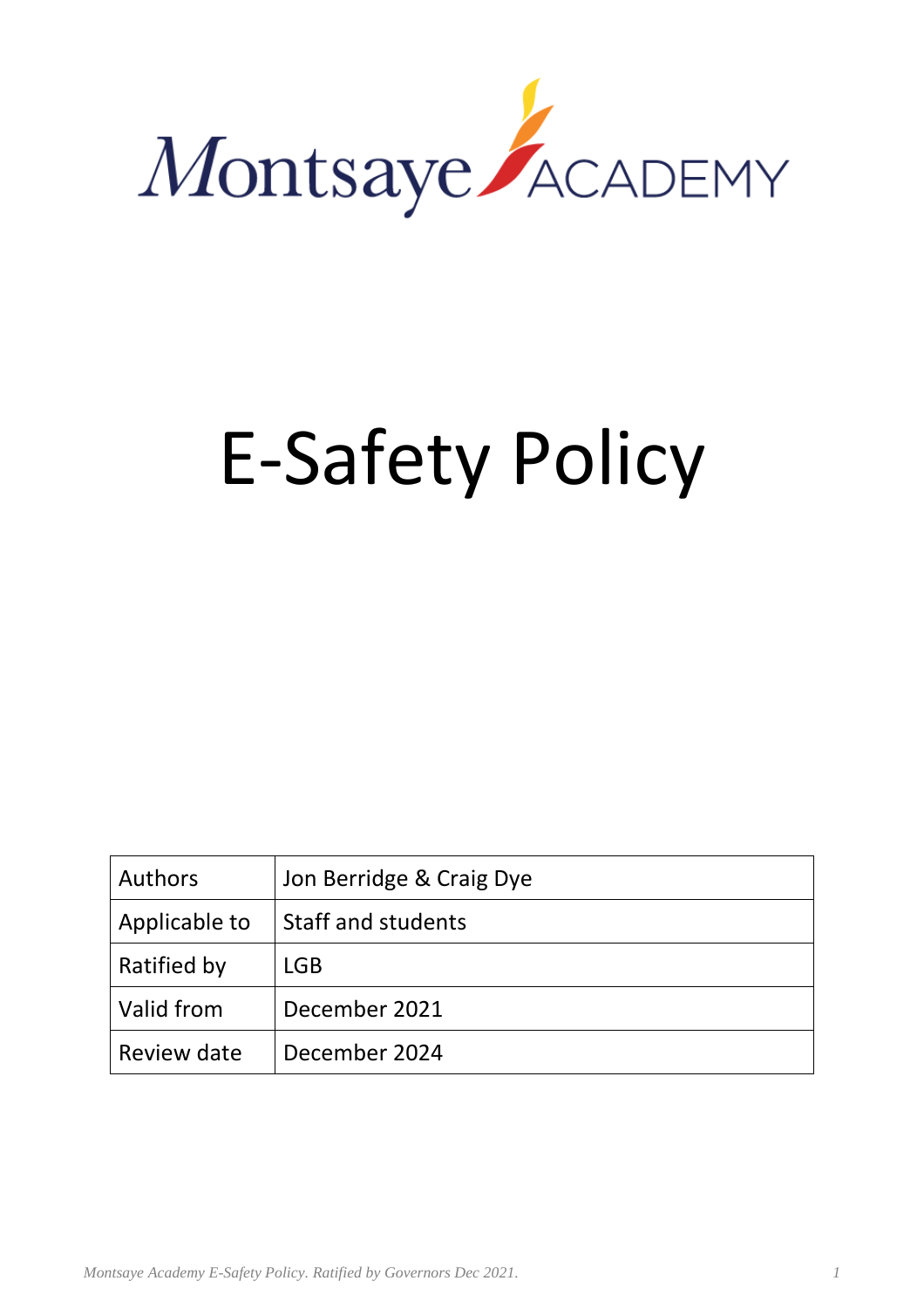Montsaye ACADEMY

# E-Safety Policy

| | |
|---|---|
| Authors | Jon Berridge & Craig Dye |
| Applicable to | Staff and students |
| Ratified by | LGB |
| Valid from | December 2021 |
| Review date | December 2024 |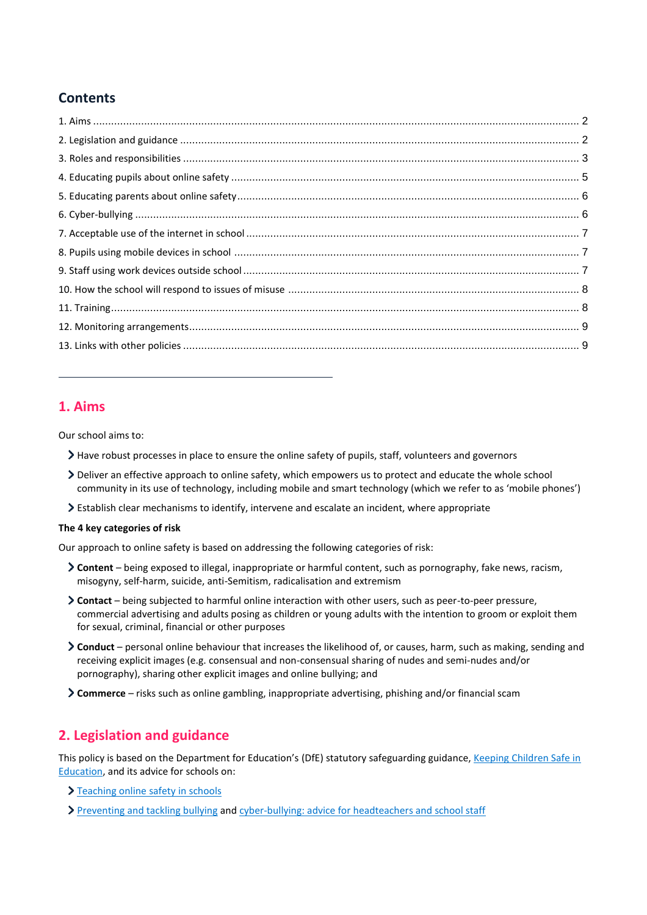## Contents

1. Aims ..... 2
2. Legislation and guidance ..... 2
3. Roles and responsibilities ..... 3
4. Educating pupils about online safety ..... 5
5. Educating parents about online safety ..... 6
6. Cyber-bullying ..... 6
7. Acceptable use of the internet in school ..... 7
8. Pupils using mobile devices in school ..... 7
9. Staff using work devices outside school ..... 7
10. How the school will respond to issues of misuse ..... 8
11. Training ..... 8
12. Monitoring arrangements ..... 9
13. Links with other policies ..... 9

---

## 1. Aims

Our school aims to:

- Have robust processes in place to ensure the online safety of pupils, staff, volunteers and governors
- Deliver an effective approach to online safety, which empowers us to protect and educate the whole school community in its use of technology, including mobile and smart technology (which we refer to as 'mobile phones')
- Establish clear mechanisms to identify, intervene and escalate an incident, where appropriate

**The 4 key categories of risk**

Our approach to online safety is based on addressing the following categories of risk:

- **Content** – being exposed to illegal, inappropriate or harmful content, such as pornography, fake news, racism, misogyny, self-harm, suicide, anti-Semitism, radicalisation and extremism
- **Contact** – being subjected to harmful online interaction with other users, such as peer-to-peer pressure, commercial advertising and adults posing as children or young adults with the intention to groom or exploit them for sexual, criminal, financial or other purposes
- **Conduct** – personal online behaviour that increases the likelihood of, or causes, harm, such as making, sending and receiving explicit images (e.g. consensual and non-consensual sharing of nudes and semi-nudes and/or pornography), sharing other explicit images and online bullying; and
- **Commerce** – risks such as online gambling, inappropriate advertising, phishing and/or financial scam

## 2. Legislation and guidance

This policy is based on the Department for Education's (DfE) statutory safeguarding guidance, Keeping Children Safe in Education, and its advice for schools on:

- Teaching online safety in schools
- Preventing and tackling bullying and cyber-bullying: advice for headteachers and school staff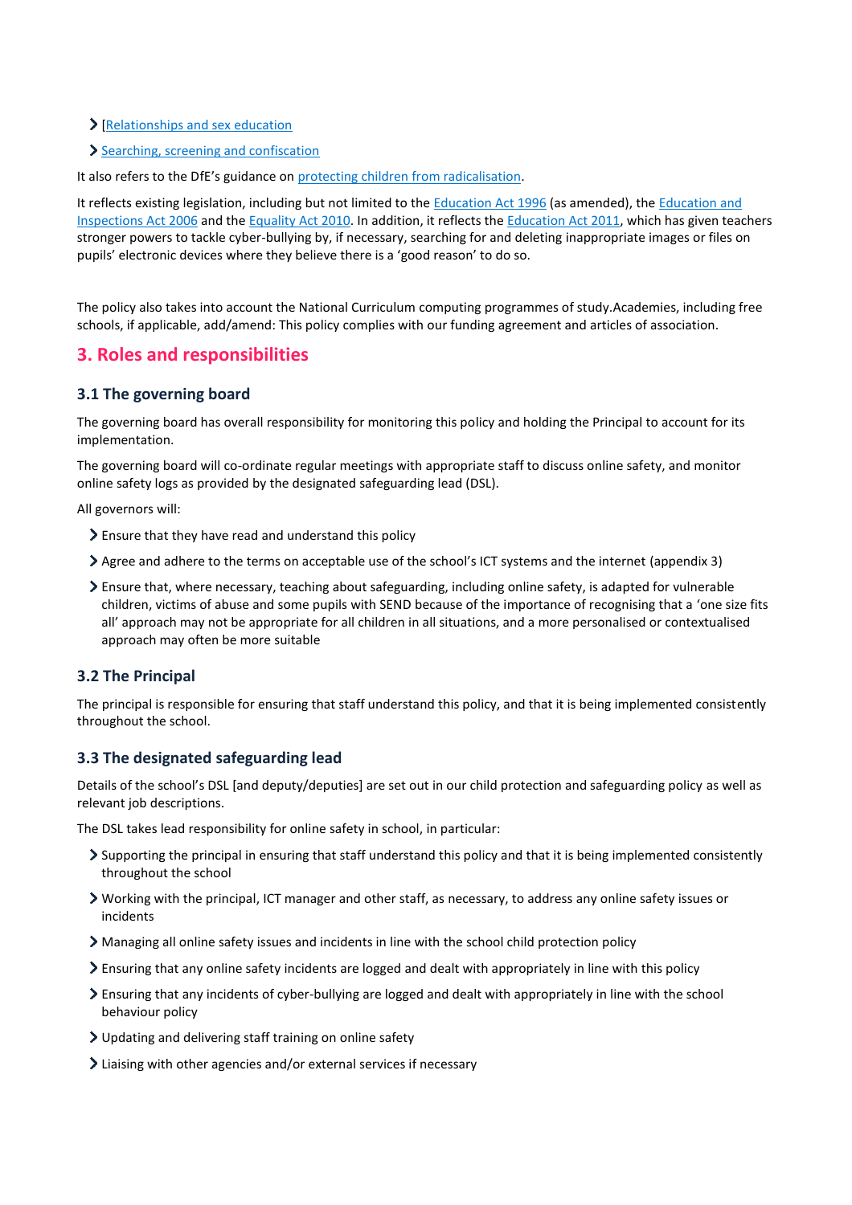- [Relationships and sex education
- Searching, screening and confiscation

It also refers to the DfE's guidance on protecting children from radicalisation.

It reflects existing legislation, including but not limited to the Education Act 1996 (as amended), the Education and Inspections Act 2006 and the Equality Act 2010. In addition, it reflects the Education Act 2011, which has given teachers stronger powers to tackle cyber-bullying by, if necessary, searching for and deleting inappropriate images or files on pupils' electronic devices where they believe there is a 'good reason' to do so.

The policy also takes into account the National Curriculum computing programmes of study.Academies, including free schools, if applicable, add/amend: This policy complies with our funding agreement and articles of association.

## 3. Roles and responsibilities

### 3.1 The governing board

The governing board has overall responsibility for monitoring this policy and holding the Principal to account for its implementation.

The governing board will co-ordinate regular meetings with appropriate staff to discuss online safety, and monitor online safety logs as provided by the designated safeguarding lead (DSL).

All governors will:

- Ensure that they have read and understand this policy
- Agree and adhere to the terms on acceptable use of the school's ICT systems and the internet (appendix 3)
- Ensure that, where necessary, teaching about safeguarding, including online safety, is adapted for vulnerable children, victims of abuse and some pupils with SEND because of the importance of recognising that a 'one size fits all' approach may not be appropriate for all children in all situations, and a more personalised or contextualised approach may often be more suitable

### 3.2 The Principal

The principal is responsible for ensuring that staff understand this policy, and that it is being implemented consistently throughout the school.

### 3.3 The designated safeguarding lead

Details of the school's DSL [and deputy/deputies] are set out in our child protection and safeguarding policy as well as relevant job descriptions.

The DSL takes lead responsibility for online safety in school, in particular:

- Supporting the principal in ensuring that staff understand this policy and that it is being implemented consistently throughout the school
- Working with the principal, ICT manager and other staff, as necessary, to address any online safety issues or incidents
- Managing all online safety issues and incidents in line with the school child protection policy
- Ensuring that any online safety incidents are logged and dealt with appropriately in line with this policy
- Ensuring that any incidents of cyber-bullying are logged and dealt with appropriately in line with the school behaviour policy
- Updating and delivering staff training on online safety
- Liaising with other agencies and/or external services if necessary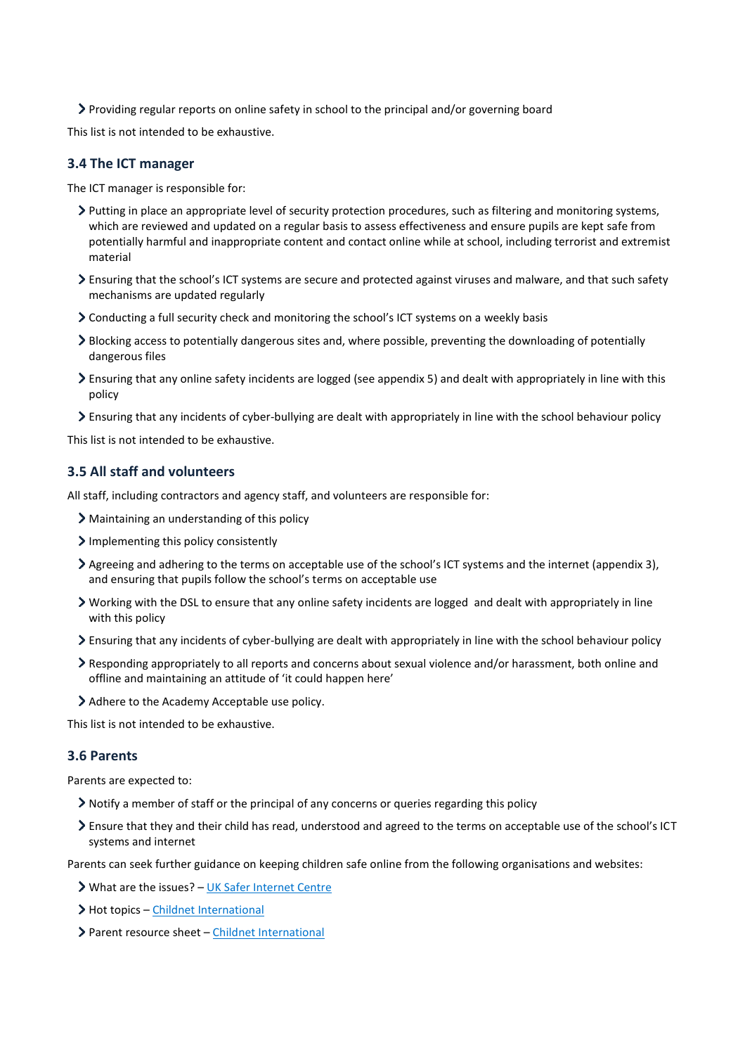- Providing regular reports on online safety in school to the principal and/or governing board

This list is not intended to be exhaustive.

### 3.4 The ICT manager

The ICT manager is responsible for:

- Putting in place an appropriate level of security protection procedures, such as filtering and monitoring systems, which are reviewed and updated on a regular basis to assess effectiveness and ensure pupils are kept safe from potentially harmful and inappropriate content and contact online while at school, including terrorist and extremist material
- Ensuring that the school's ICT systems are secure and protected against viruses and malware, and that such safety mechanisms are updated regularly
- Conducting a full security check and monitoring the school's ICT systems on a weekly basis
- Blocking access to potentially dangerous sites and, where possible, preventing the downloading of potentially dangerous files
- Ensuring that any online safety incidents are logged (see appendix 5) and dealt with appropriately in line with this policy
- Ensuring that any incidents of cyber-bullying are dealt with appropriately in line with the school behaviour policy

This list is not intended to be exhaustive.

### 3.5 All staff and volunteers

All staff, including contractors and agency staff, and volunteers are responsible for:

- Maintaining an understanding of this policy
- Implementing this policy consistently
- Agreeing and adhering to the terms on acceptable use of the school's ICT systems and the internet (appendix 3), and ensuring that pupils follow the school's terms on acceptable use
- Working with the DSL to ensure that any online safety incidents are logged and dealt with appropriately in line with this policy
- Ensuring that any incidents of cyber-bullying are dealt with appropriately in line with the school behaviour policy
- Responding appropriately to all reports and concerns about sexual violence and/or harassment, both online and offline and maintaining an attitude of 'it could happen here'
- Adhere to the Academy Acceptable use policy.

This list is not intended to be exhaustive.

### 3.6 Parents

Parents are expected to:

- Notify a member of staff or the principal of any concerns or queries regarding this policy
- Ensure that they and their child has read, understood and agreed to the terms on acceptable use of the school's ICT systems and internet

Parents can seek further guidance on keeping children safe online from the following organisations and websites:

- What are the issues? – UK Safer Internet Centre
- Hot topics – Childnet International
- Parent resource sheet – Childnet International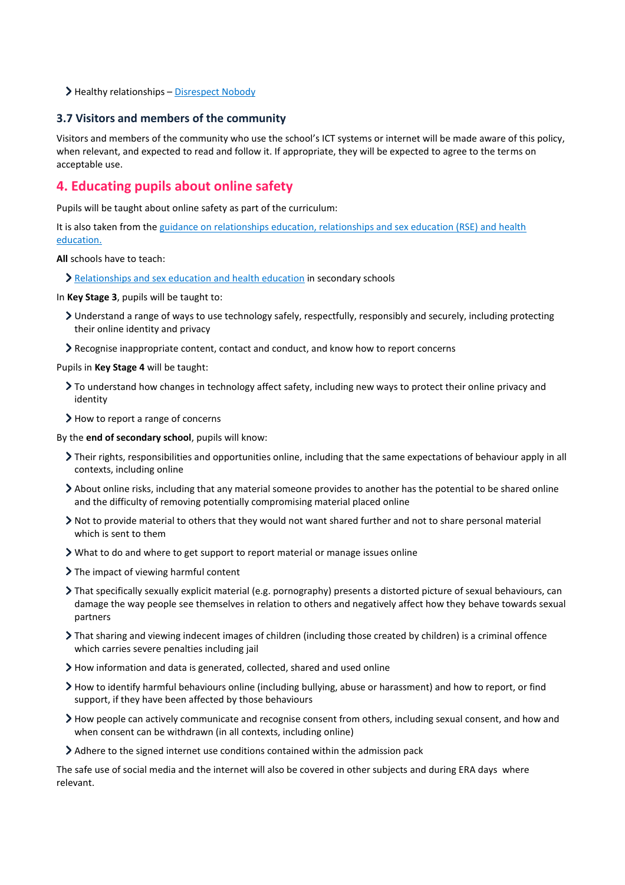- Healthy relationships – [Disrespect Nobody]

### 3.7 Visitors and members of the community

Visitors and members of the community who use the school's ICT systems or internet will be made aware of this policy, when relevant, and expected to read and follow it. If appropriate, they will be expected to agree to the terms on acceptable use.

## 4. Educating pupils about online safety

Pupils will be taught about online safety as part of the curriculum:

It is also taken from the guidance on relationships education, relationships and sex education (RSE) and health education.

**All** schools have to teach:

- Relationships and sex education and health education in secondary schools

In **Key Stage 3**, pupils will be taught to:

- Understand a range of ways to use technology safely, respectfully, responsibly and securely, including protecting their online identity and privacy
- Recognise inappropriate content, contact and conduct, and know how to report concerns

Pupils in **Key Stage 4** will be taught:

- To understand how changes in technology affect safety, including new ways to protect their online privacy and identity
- How to report a range of concerns

By the **end of secondary school**, pupils will know:

- Their rights, responsibilities and opportunities online, including that the same expectations of behaviour apply in all contexts, including online
- About online risks, including that any material someone provides to another has the potential to be shared online and the difficulty of removing potentially compromising material placed online
- Not to provide material to others that they would not want shared further and not to share personal material which is sent to them
- What to do and where to get support to report material or manage issues online
- The impact of viewing harmful content
- That specifically sexually explicit material (e.g. pornography) presents a distorted picture of sexual behaviours, can damage the way people see themselves in relation to others and negatively affect how they behave towards sexual partners
- That sharing and viewing indecent images of children (including those created by children) is a criminal offence which carries severe penalties including jail
- How information and data is generated, collected, shared and used online
- How to identify harmful behaviours online (including bullying, abuse or harassment) and how to report, or find support, if they have been affected by those behaviours
- How people can actively communicate and recognise consent from others, including sexual consent, and how and when consent can be withdrawn (in all contexts, including online)
- Adhere to the signed internet use conditions contained within the admission pack

The safe use of social media and the internet will also be covered in other subjects and during ERA days where relevant.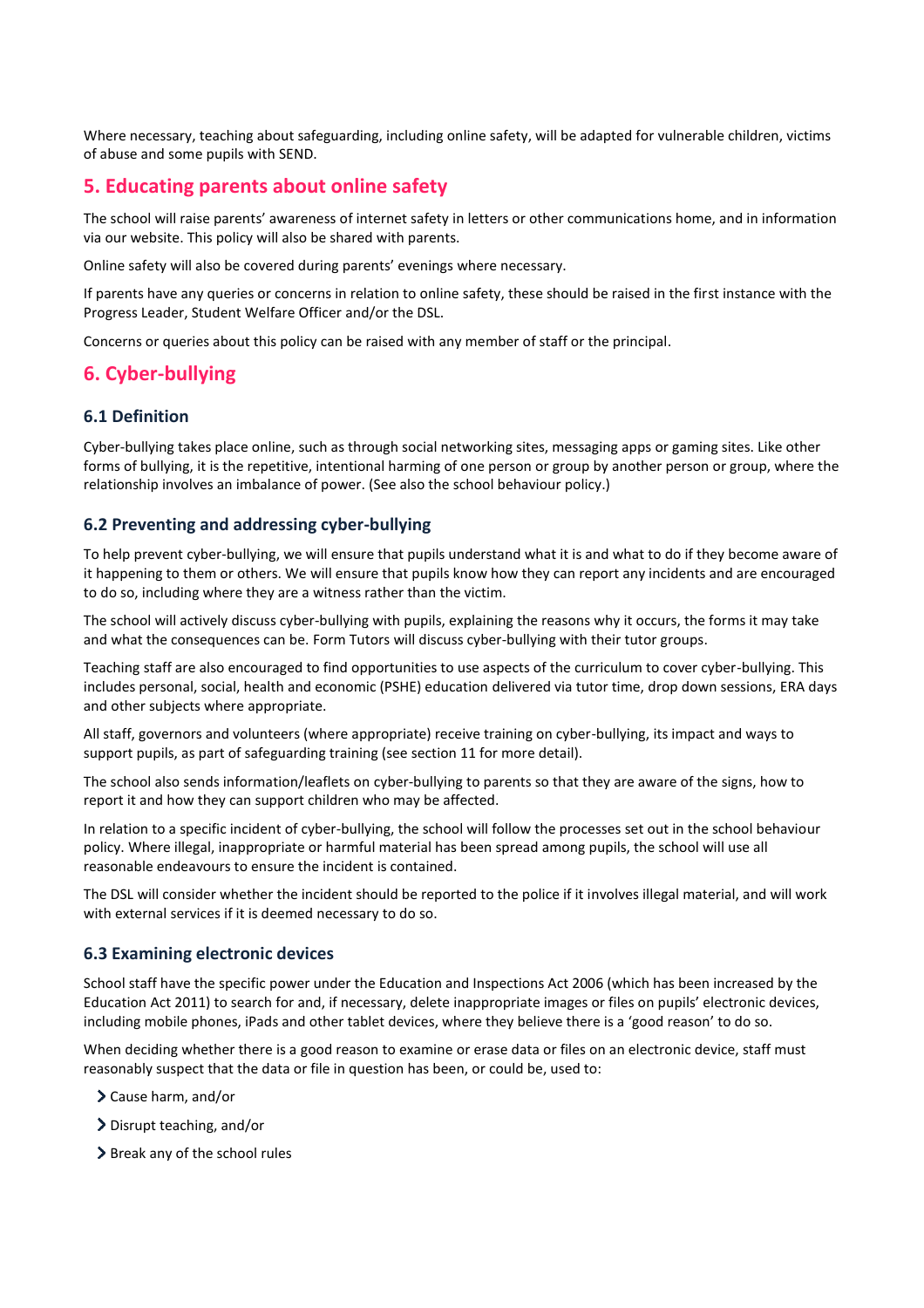Where necessary, teaching about safeguarding, including online safety, will be adapted for vulnerable children, victims of abuse and some pupils with SEND.

## 5. Educating parents about online safety

The school will raise parents' awareness of internet safety in letters or other communications home, and in information via our website. This policy will also be shared with parents.

Online safety will also be covered during parents' evenings where necessary.

If parents have any queries or concerns in relation to online safety, these should be raised in the first instance with the Progress Leader, Student Welfare Officer and/or the DSL.

Concerns or queries about this policy can be raised with any member of staff or the principal.

## 6. Cyber-bullying

### 6.1 Definition

Cyber-bullying takes place online, such as through social networking sites, messaging apps or gaming sites. Like other forms of bullying, it is the repetitive, intentional harming of one person or group by another person or group, where the relationship involves an imbalance of power. (See also the school behaviour policy.)

### 6.2 Preventing and addressing cyber-bullying

To help prevent cyber-bullying, we will ensure that pupils understand what it is and what to do if they become aware of it happening to them or others. We will ensure that pupils know how they can report any incidents and are encouraged to do so, including where they are a witness rather than the victim.

The school will actively discuss cyber-bullying with pupils, explaining the reasons why it occurs, the forms it may take and what the consequences can be. Form Tutors will discuss cyber-bullying with their tutor groups.

Teaching staff are also encouraged to find opportunities to use aspects of the curriculum to cover cyber-bullying. This includes personal, social, health and economic (PSHE) education delivered via tutor time, drop down sessions, ERA days and other subjects where appropriate.

All staff, governors and volunteers (where appropriate) receive training on cyber-bullying, its impact and ways to support pupils, as part of safeguarding training (see section 11 for more detail).

The school also sends information/leaflets on cyber-bullying to parents so that they are aware of the signs, how to report it and how they can support children who may be affected.

In relation to a specific incident of cyber-bullying, the school will follow the processes set out in the school behaviour policy. Where illegal, inappropriate or harmful material has been spread among pupils, the school will use all reasonable endeavours to ensure the incident is contained.

The DSL will consider whether the incident should be reported to the police if it involves illegal material, and will work with external services if it is deemed necessary to do so.

### 6.3 Examining electronic devices

School staff have the specific power under the Education and Inspections Act 2006 (which has been increased by the Education Act 2011) to search for and, if necessary, delete inappropriate images or files on pupils' electronic devices, including mobile phones, iPads and other tablet devices, where they believe there is a 'good reason' to do so.

When deciding whether there is a good reason to examine or erase data or files on an electronic device, staff must reasonably suspect that the data or file in question has been, or could be, used to:

- Cause harm, and/or
- Disrupt teaching, and/or
- Break any of the school rules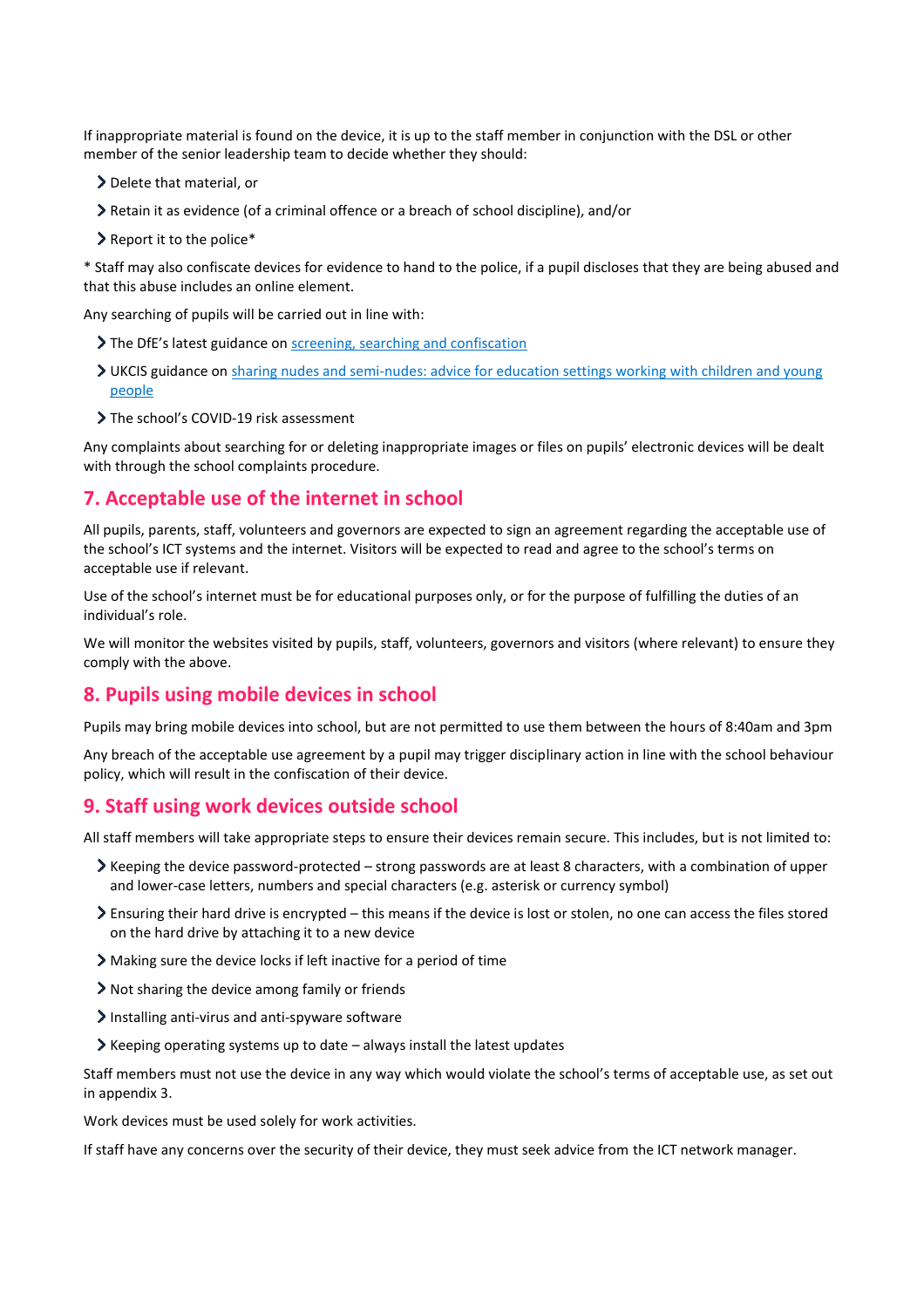If inappropriate material is found on the device, it is up to the staff member in conjunction with the DSL or other member of the senior leadership team to decide whether they should:

- Delete that material, or
- Retain it as evidence (of a criminal offence or a breach of school discipline), and/or
- Report it to the police*

* Staff may also confiscate devices for evidence to hand to the police, if a pupil discloses that they are being abused and that this abuse includes an online element.

Any searching of pupils will be carried out in line with:

- The DfE's latest guidance on [screening, searching and confiscation]
- UKCIS guidance on [sharing nudes and semi-nudes: advice for education settings working with children and young people]
- The school's COVID-19 risk assessment

Any complaints about searching for or deleting inappropriate images or files on pupils' electronic devices will be dealt with through the school complaints procedure.

## 7. Acceptable use of the internet in school

All pupils, parents, staff, volunteers and governors are expected to sign an agreement regarding the acceptable use of the school's ICT systems and the internet. Visitors will be expected to read and agree to the school's terms on acceptable use if relevant.

Use of the school's internet must be for educational purposes only, or for the purpose of fulfilling the duties of an individual's role.

We will monitor the websites visited by pupils, staff, volunteers, governors and visitors (where relevant) to ensure they comply with the above.

## 8. Pupils using mobile devices in school

Pupils may bring mobile devices into school, but are not permitted to use them between the hours of 8:40am and 3pm

Any breach of the acceptable use agreement by a pupil may trigger disciplinary action in line with the school behaviour policy, which will result in the confiscation of their device.

## 9. Staff using work devices outside school

All staff members will take appropriate steps to ensure their devices remain secure. This includes, but is not limited to:

- Keeping the device password-protected – strong passwords are at least 8 characters, with a combination of upper and lower-case letters, numbers and special characters (e.g. asterisk or currency symbol)
- Ensuring their hard drive is encrypted – this means if the device is lost or stolen, no one can access the files stored on the hard drive by attaching it to a new device
- Making sure the device locks if left inactive for a period of time
- Not sharing the device among family or friends
- Installing anti-virus and anti-spyware software
- Keeping operating systems up to date – always install the latest updates

Staff members must not use the device in any way which would violate the school's terms of acceptable use, as set out in appendix 3.

Work devices must be used solely for work activities.

If staff have any concerns over the security of their device, they must seek advice from the ICT network manager.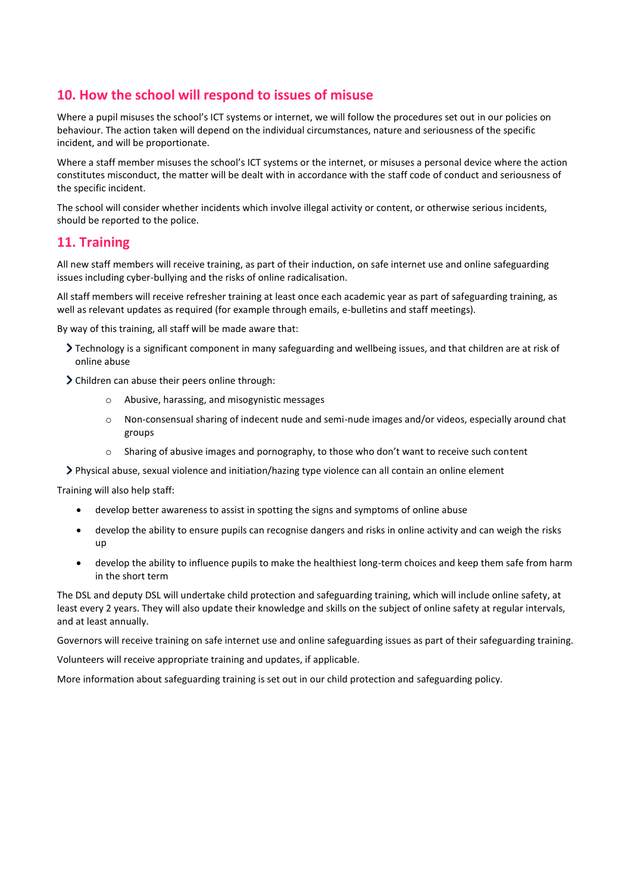## 10. How the school will respond to issues of misuse

Where a pupil misuses the school's ICT systems or internet, we will follow the procedures set out in our policies on behaviour. The action taken will depend on the individual circumstances, nature and seriousness of the specific incident, and will be proportionate.

Where a staff member misuses the school's ICT systems or the internet, or misuses a personal device where the action constitutes misconduct, the matter will be dealt with in accordance with the staff code of conduct and seriousness of the specific incident.

The school will consider whether incidents which involve illegal activity or content, or otherwise serious incidents, should be reported to the police.

## 11. Training

All new staff members will receive training, as part of their induction, on safe internet use and online safeguarding issues including cyber-bullying and the risks of online radicalisation.

All staff members will receive refresher training at least once each academic year as part of safeguarding training, as well as relevant updates as required (for example through emails, e-bulletins and staff meetings).

By way of this training, all staff will be made aware that:

- Technology is a significant component in many safeguarding and wellbeing issues, and that children are at risk of online abuse
- Children can abuse their peers online through:
    - Abusive, harassing, and misogynistic messages
    - Non-consensual sharing of indecent nude and semi-nude images and/or videos, especially around chat groups
    - Sharing of abusive images and pornography, to those who don't want to receive such content
- Physical abuse, sexual violence and initiation/hazing type violence can all contain an online element

Training will also help staff:

- develop better awareness to assist in spotting the signs and symptoms of online abuse
- develop the ability to ensure pupils can recognise dangers and risks in online activity and can weigh the risks up
- develop the ability to influence pupils to make the healthiest long-term choices and keep them safe from harm in the short term

The DSL and deputy DSL will undertake child protection and safeguarding training, which will include online safety, at least every 2 years. They will also update their knowledge and skills on the subject of online safety at regular intervals, and at least annually.

Governors will receive training on safe internet use and online safeguarding issues as part of their safeguarding training.

Volunteers will receive appropriate training and updates, if applicable.

More information about safeguarding training is set out in our child protection and safeguarding policy.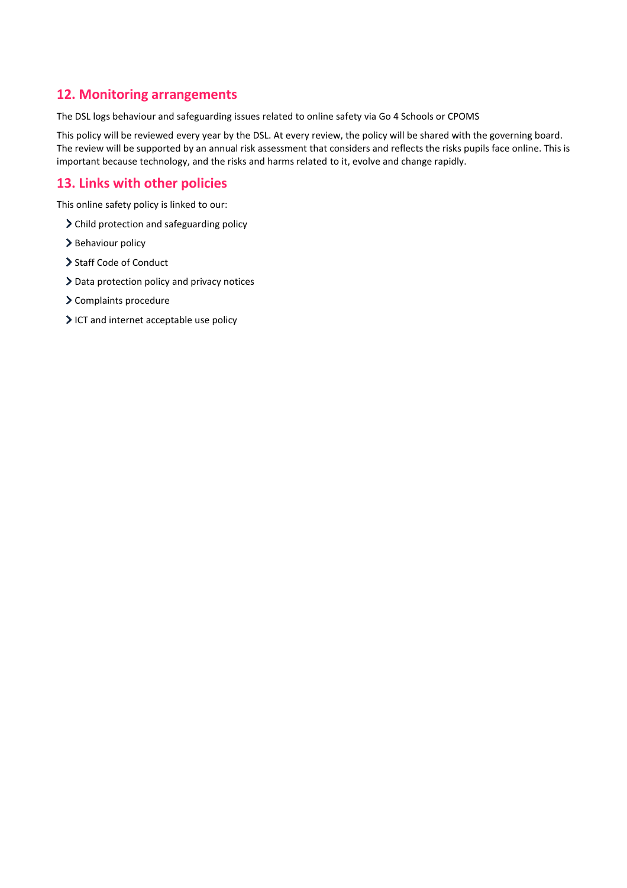## 12. Monitoring arrangements

The DSL logs behaviour and safeguarding issues related to online safety via Go 4 Schools or CPOMS

This policy will be reviewed every year by the DSL. At every review, the policy will be shared with the governing board. The review will be supported by an annual risk assessment that considers and reflects the risks pupils face online. This is important because technology, and the risks and harms related to it, evolve and change rapidly.

## 13. Links with other policies

This online safety policy is linked to our:

- Child protection and safeguarding policy
- Behaviour policy
- Staff Code of Conduct
- Data protection policy and privacy notices
- Complaints procedure
- ICT and internet acceptable use policy